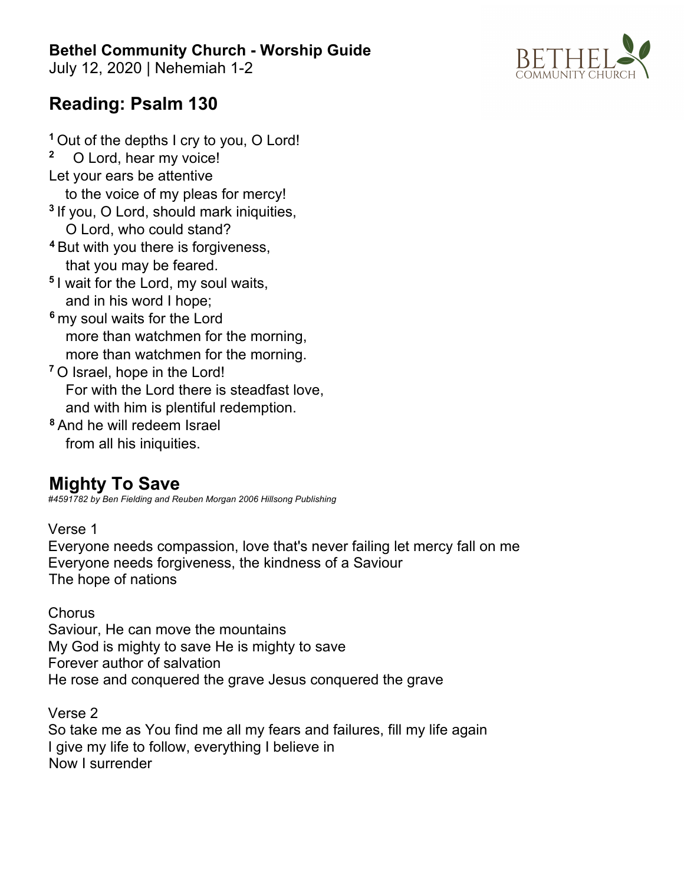**Bethel Community Church - Worship Guide**
July 12, 2020 | Nehemiah 1-2

## Reading: Psalm 130

[1] Out of the depths I cry to you, O Lord!
[2] O Lord, hear my voice!
Let your ears be attentive
to the voice of my pleas for mercy!
[3] If you, O Lord, should mark iniquities,
O Lord, who could stand?
[4] But with you there is forgiveness,
that you may be feared.
[5] I wait for the Lord, my soul waits,
and in his word I hope;
[6] my soul waits for the Lord
more than watchmen for the morning,
more than watchmen for the morning.
[7] O Israel, hope in the Lord!
For with the Lord there is steadfast love,
and with him is plentiful redemption.
[8] And he will redeem Israel
from all his iniquities.

## Mighty To Save

*#4591782 by Ben Fielding and Reuben Morgan 2006 Hillsong Publishing*

Verse 1
Everyone needs compassion, love that's never failing let mercy fall on me
Everyone needs forgiveness, the kindness of a Saviour
The hope of nations

Chorus
Saviour, He can move the mountains
My God is mighty to save He is mighty to save
Forever author of salvation
He rose and conquered the grave Jesus conquered the grave

Verse 2
So take me as You find me all my fears and failures, fill my life again
I give my life to follow, everything I believe in
Now I surrender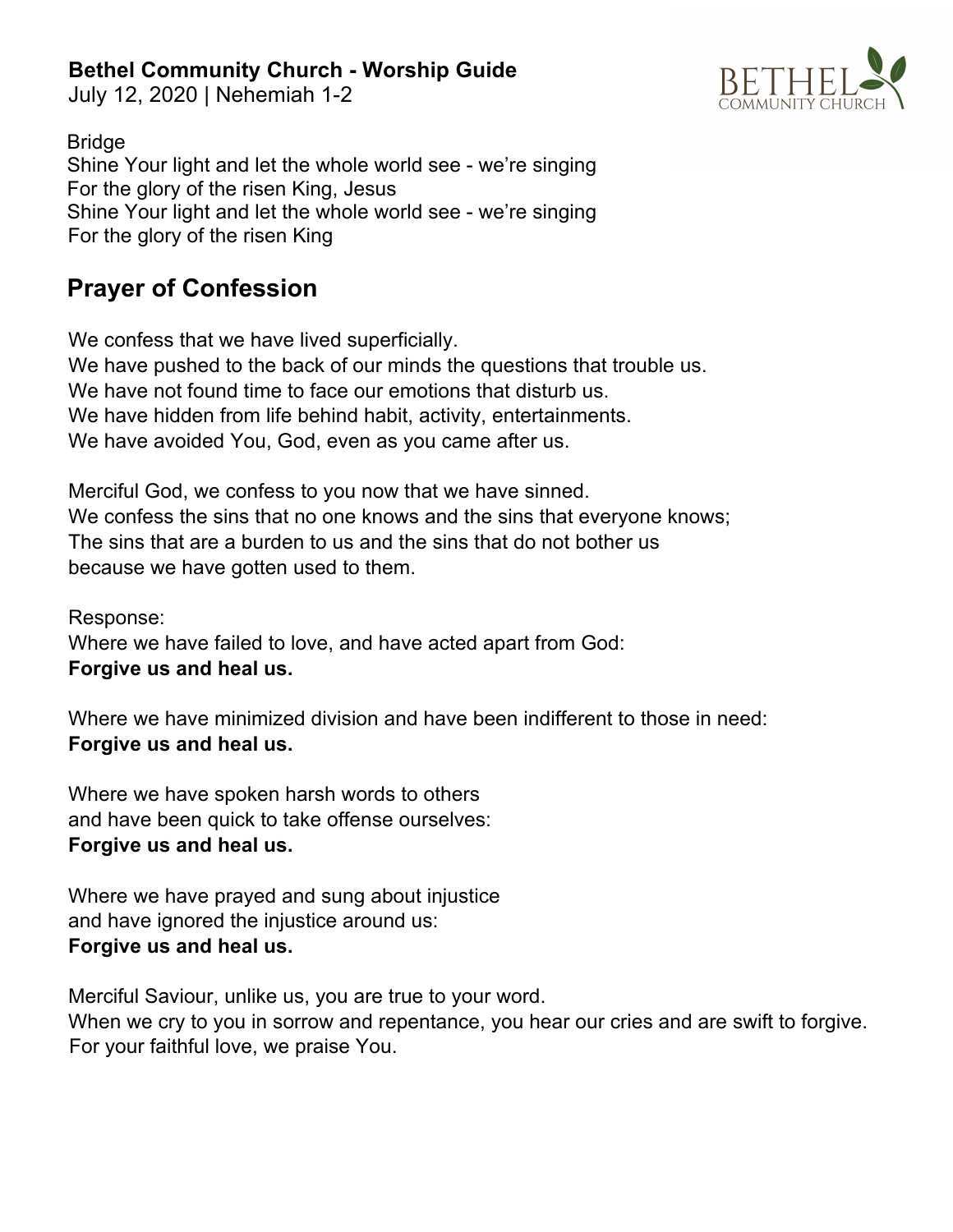Bridge
Shine Your light and let the whole world see - we're singing
For the glory of the risen King, Jesus
Shine Your light and let the whole world see - we're singing
For the glory of the risen King

## Prayer of Confession

We confess that we have lived superficially.
We have pushed to the back of our minds the questions that trouble us.
We have not found time to face our emotions that disturb us.
We have hidden from life behind habit, activity, entertainments.
We have avoided You, God, even as you came after us.

Merciful God, we confess to you now that we have sinned.
We confess the sins that no one knows and the sins that everyone knows;
The sins that are a burden to us and the sins that do not bother us
because we have gotten used to them.

Response:
Where we have failed to love, and have acted apart from God:
**Forgive us and heal us.**

Where we have minimized division and have been indifferent to those in need:
**Forgive us and heal us.**

Where we have spoken harsh words to others
and have been quick to take offense ourselves:
**Forgive us and heal us.**

Where we have prayed and sung about injustice
and have ignored the injustice around us:
**Forgive us and heal us.**

Merciful Saviour, unlike us, you are true to your word.
When we cry to you in sorrow and repentance, you hear our cries and are swift to forgive.
For your faithful love, we praise You.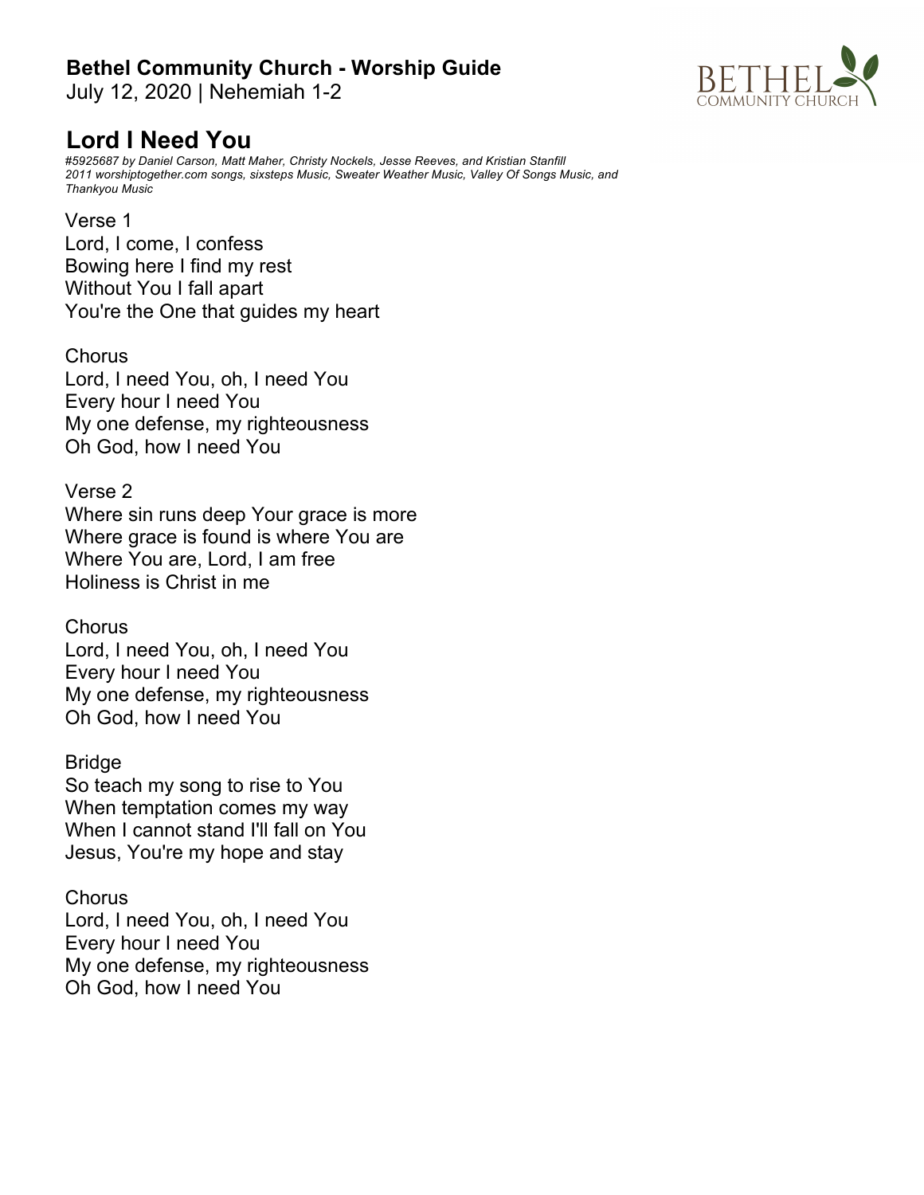**Bethel Community Church - Worship Guide**
July 12, 2020 | Nehemiah 1-2

# Lord I Need You

*#5925687 by Daniel Carson, Matt Maher, Christy Nockels, Jesse Reeves, and Kristian Stanfill*
*2011 worshiptogether.com songs, sixsteps Music, Sweater Weather Music, Valley Of Songs Music, and Thankyou Music*

Verse 1
Lord, I come, I confess
Bowing here I find my rest
Without You I fall apart
You're the One that guides my heart

Chorus
Lord, I need You, oh, I need You
Every hour I need You
My one defense, my righteousness
Oh God, how I need You

Verse 2
Where sin runs deep Your grace is more
Where grace is found is where You are
Where You are, Lord, I am free
Holiness is Christ in me

Chorus
Lord, I need You, oh, I need You
Every hour I need You
My one defense, my righteousness
Oh God, how I need You

Bridge
So teach my song to rise to You
When temptation comes my way
When I cannot stand I'll fall on You
Jesus, You're my hope and stay

Chorus
Lord, I need You, oh, I need You
Every hour I need You
My one defense, my righteousness
Oh God, how I need You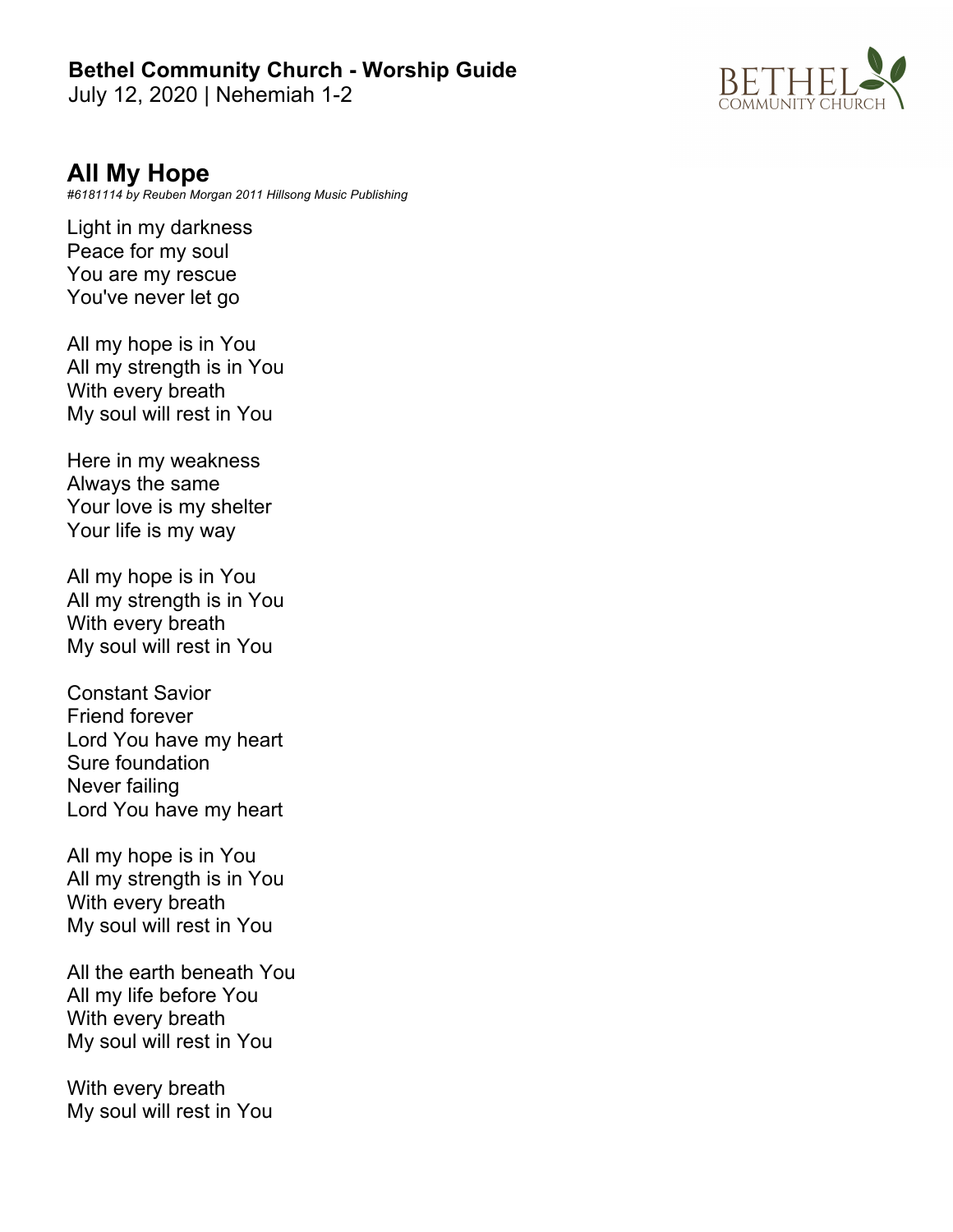**Bethel Community Church - Worship Guide**
July 12, 2020 | Nehemiah 1-2

## All My Hope

*#6181114 by Reuben Morgan 2011 Hillsong Music Publishing*

Light in my darkness
Peace for my soul
You are my rescue
You've never let go

All my hope is in You
All my strength is in You
With every breath
My soul will rest in You

Here in my weakness
Always the same
Your love is my shelter
Your life is my way

All my hope is in You
All my strength is in You
With every breath
My soul will rest in You

Constant Savior
Friend forever
Lord You have my heart
Sure foundation
Never failing
Lord You have my heart

All my hope is in You
All my strength is in You
With every breath
My soul will rest in You

All the earth beneath You
All my life before You
With every breath
My soul will rest in You

With every breath
My soul will rest in You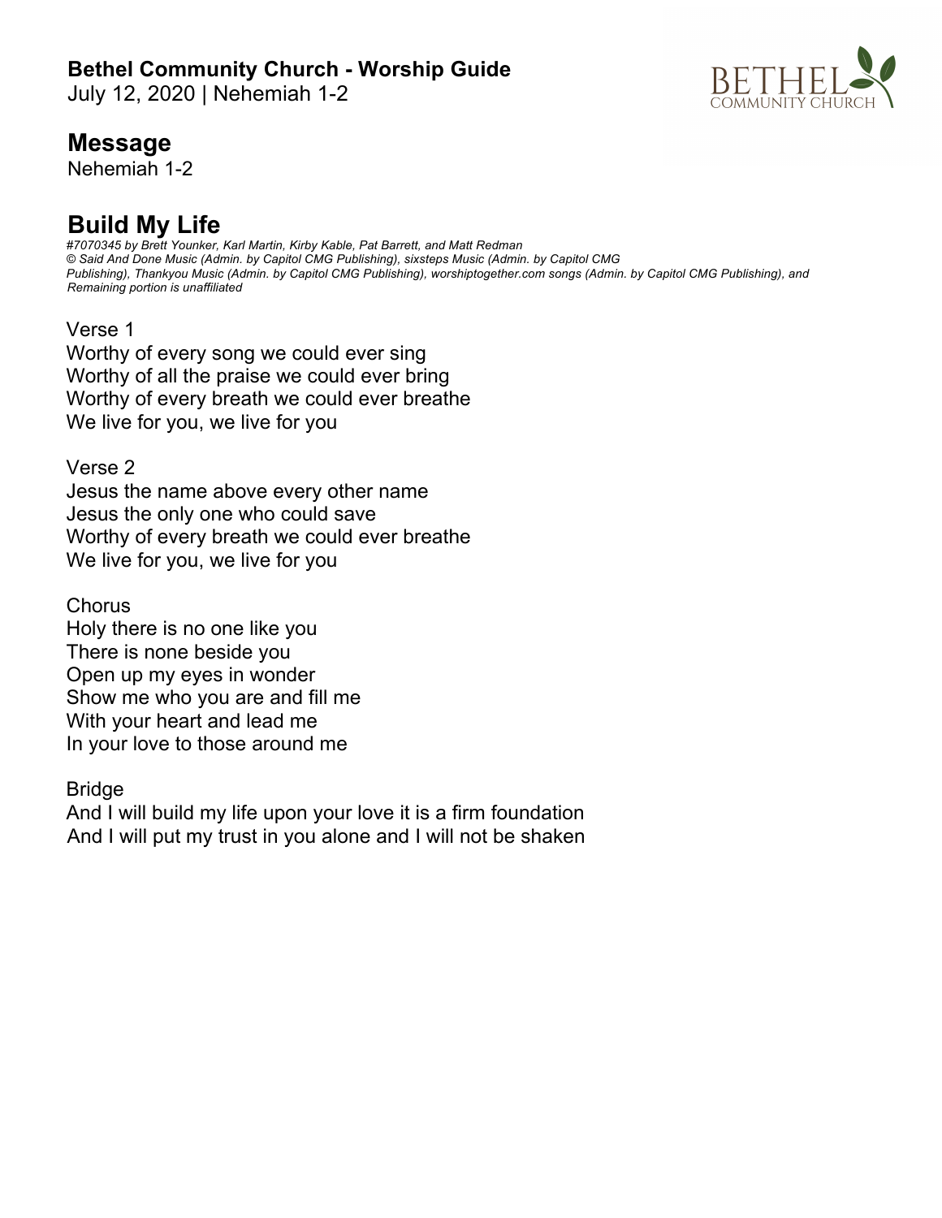**Bethel Community Church - Worship Guide**
July 12, 2020 | Nehemiah 1-2

## Message

Nehemiah 1-2

## Build My Life

*#7070345 by Brett Younker, Karl Martin, Kirby Kable, Pat Barrett, and Matt Redman*
*© Said And Done Music (Admin. by Capitol CMG Publishing), sixsteps Music (Admin. by Capitol CMG Publishing), Thankyou Music (Admin. by Capitol CMG Publishing), worshiptogether.com songs (Admin. by Capitol CMG Publishing), and Remaining portion is unaffiliated*

Verse 1
Worthy of every song we could ever sing
Worthy of all the praise we could ever bring
Worthy of every breath we could ever breathe
We live for you, we live for you

Verse 2
Jesus the name above every other name
Jesus the only one who could save
Worthy of every breath we could ever breathe
We live for you, we live for you

Chorus
Holy there is no one like you
There is none beside you
Open up my eyes in wonder
Show me who you are and fill me
With your heart and lead me
In your love to those around me

Bridge
And I will build my life upon your love it is a firm foundation
And I will put my trust in you alone and I will not be shaken